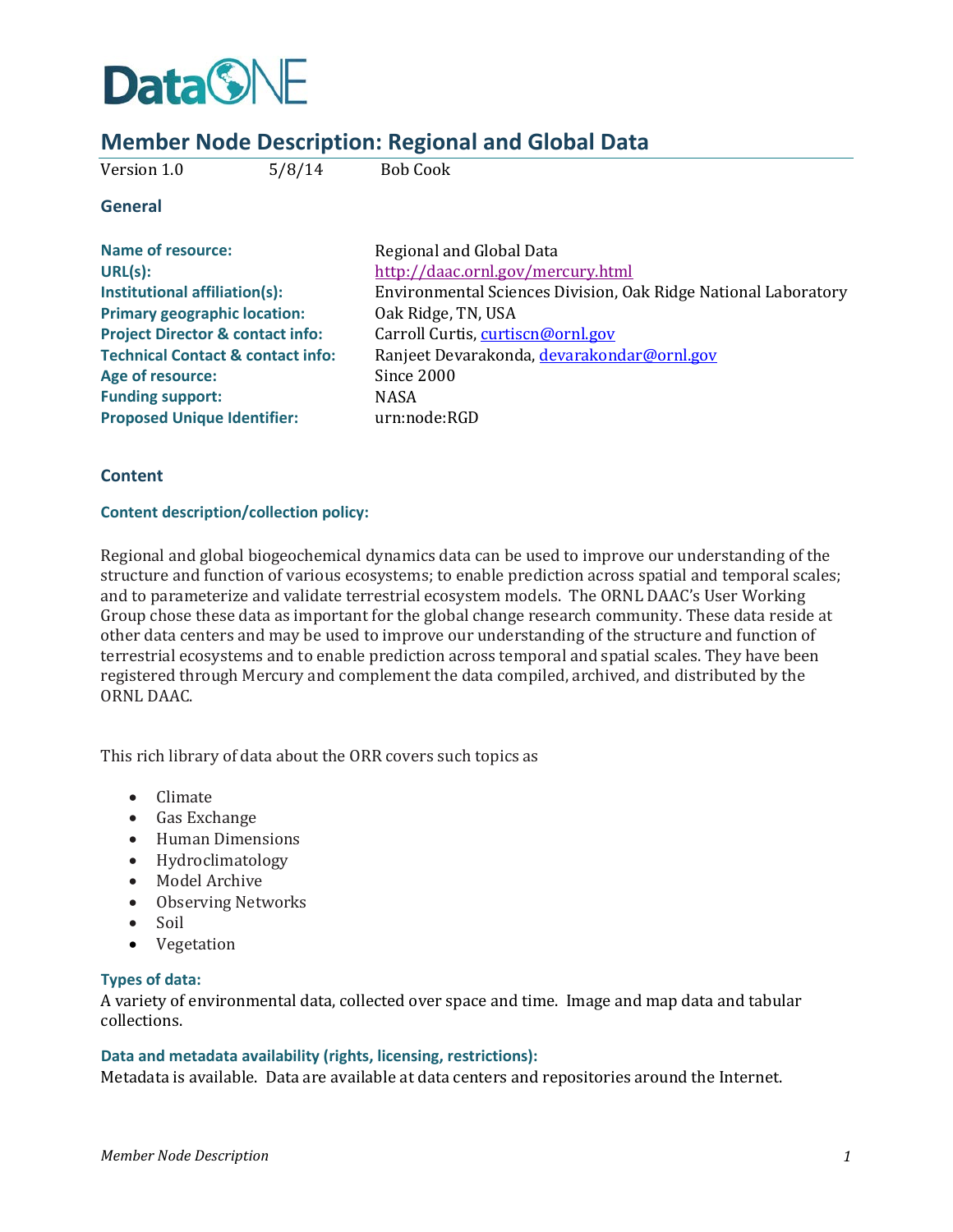DataONE

# Member Node Description: Regional and Global Data

Version 1.0 5/8/14 Bob Cook

## General

| | |
|---|---|
| **Name of resource:** | Regional and Global Data |
| **URL(s):** | http://daac.ornl.gov/mercury.html |
| **Institutional affiliation(s):** | Environmental Sciences Division, Oak Ridge National Laboratory |
| **Primary geographic location:** | Oak Ridge, TN, USA |
| **Project Director & contact info:** | Carroll Curtis, curtiscn@ornl.gov |
| **Technical Contact & contact info:** | Ranjeet Devarakonda, devarakondar@ornl.gov |
| **Age of resource:** | Since 2000 |
| **Funding support:** | NASA |
| **Proposed Unique Identifier:** | urn:node:RGD |

## Content

### Content description/collection policy:

Regional and global biogeochemical dynamics data can be used to improve our understanding of the structure and function of various ecosystems; to enable prediction across spatial and temporal scales; and to parameterize and validate terrestrial ecosystem models. The ORNL DAAC's User Working Group chose these data as important for the global change research community. These data reside at other data centers and may be used to improve our understanding of the structure and function of terrestrial ecosystems and to enable prediction across temporal and spatial scales. They have been registered through Mercury and complement the data compiled, archived, and distributed by the ORNL DAAC.

This rich library of data about the ORR covers such topics as

- Climate
- Gas Exchange
- Human Dimensions
- Hydroclimatology
- Model Archive
- Observing Networks
- Soil
- Vegetation

### Types of data:

A variety of environmental data, collected over space and time. Image and map data and tabular collections.

### Data and metadata availability (rights, licensing, restrictions):

Metadata is available. Data are available at data centers and repositories around the Internet.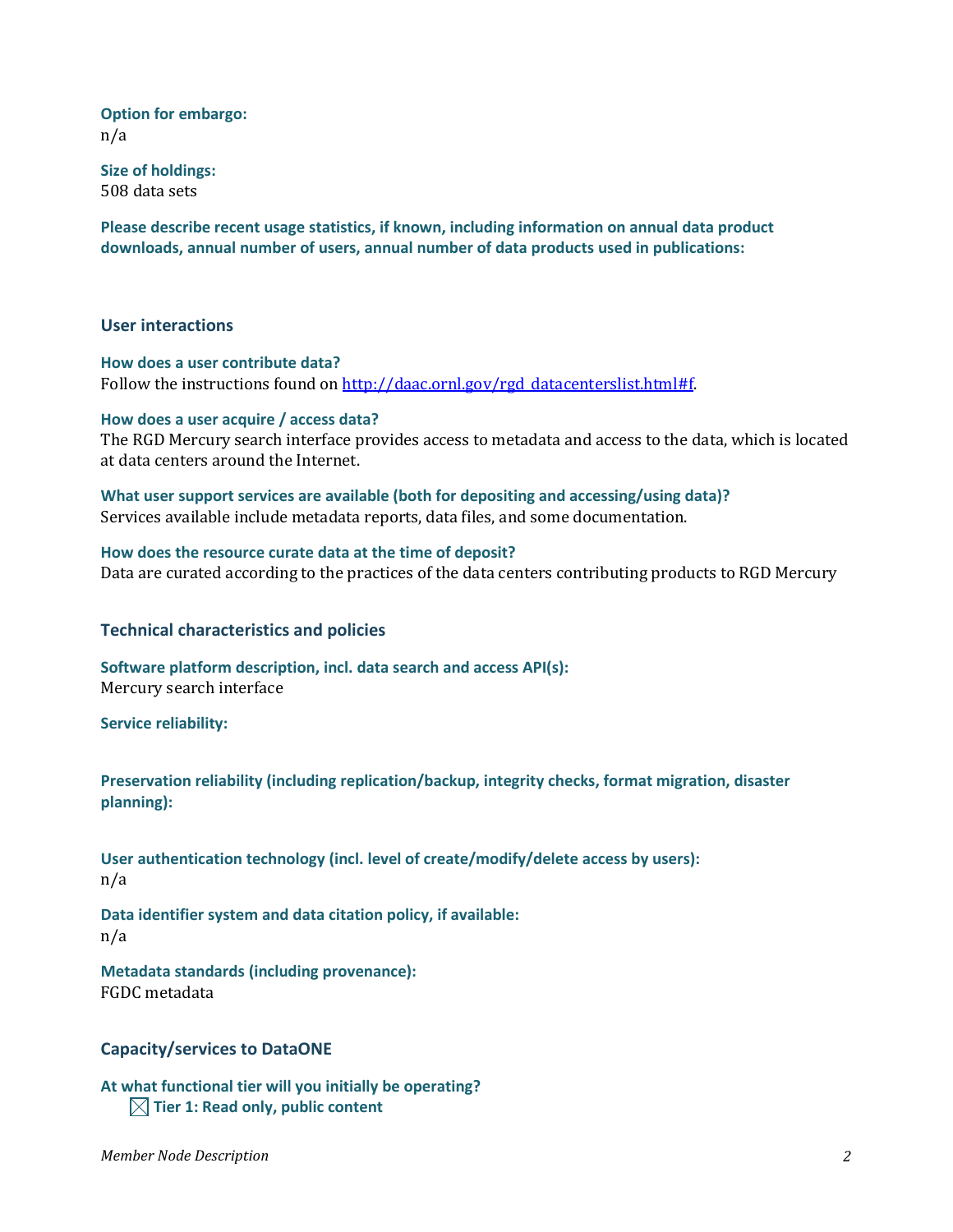**Option for embargo:**
n/a

**Size of holdings:**
508 data sets

**Please describe recent usage statistics, if known, including information on annual data product downloads, annual number of users, annual number of data products used in publications:**

## User interactions

**How does a user contribute data?**
Follow the instructions found on http://daac.ornl.gov/rgd_datacenterslist.html#f.

**How does a user acquire / access data?**
The RGD Mercury search interface provides access to metadata and access to the data, which is located at data centers around the Internet.

**What user support services are available (both for depositing and accessing/using data)?**
Services available include metadata reports, data files, and some documentation.

**How does the resource curate data at the time of deposit?**
Data are curated according to the practices of the data centers contributing products to RGD Mercury

## Technical characteristics and policies

**Software platform description, incl. data search and access API(s):**
Mercury search interface

**Service reliability:**

**Preservation reliability (including replication/backup, integrity checks, format migration, disaster planning):**

**User authentication technology (incl. level of create/modify/delete access by users):**
n/a

**Data identifier system and data citation policy, if available:**
n/a

**Metadata standards (including provenance):**
FGDC metadata

## Capacity/services to DataONE

**At what functional tier will you initially be operating?**

- ☒ **Tier 1: Read only, public content**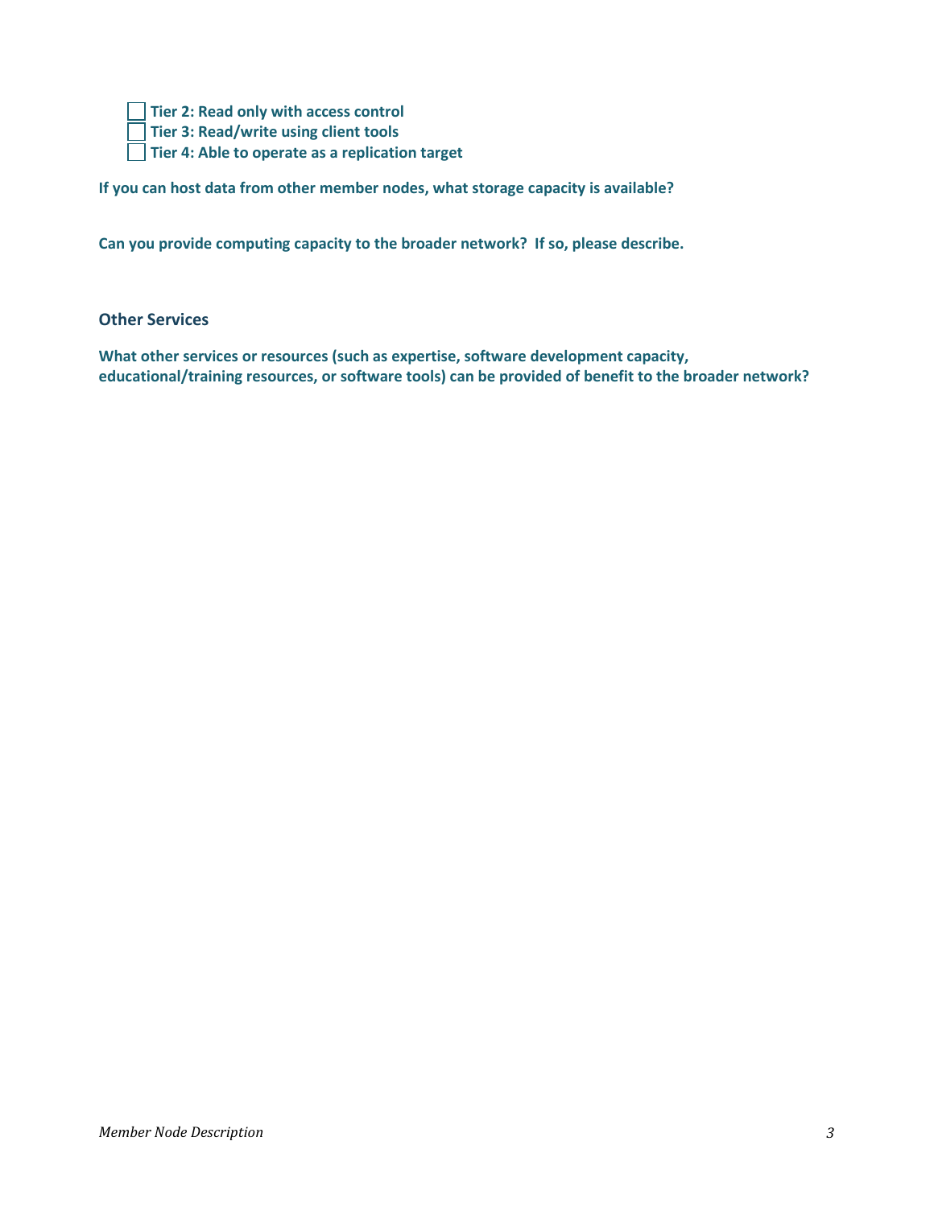- [ ] **Tier 2: Read only with access control**
- [ ] **Tier 3: Read/write using client tools**
- [ ] **Tier 4: Able to operate as a replication target**

**If you can host data from other member nodes, what storage capacity is available?**

**Can you provide computing capacity to the broader network? If so, please describe.**

### Other Services

**What other services or resources (such as expertise, software development capacity, educational/training resources, or software tools) can be provided of benefit to the broader network?**